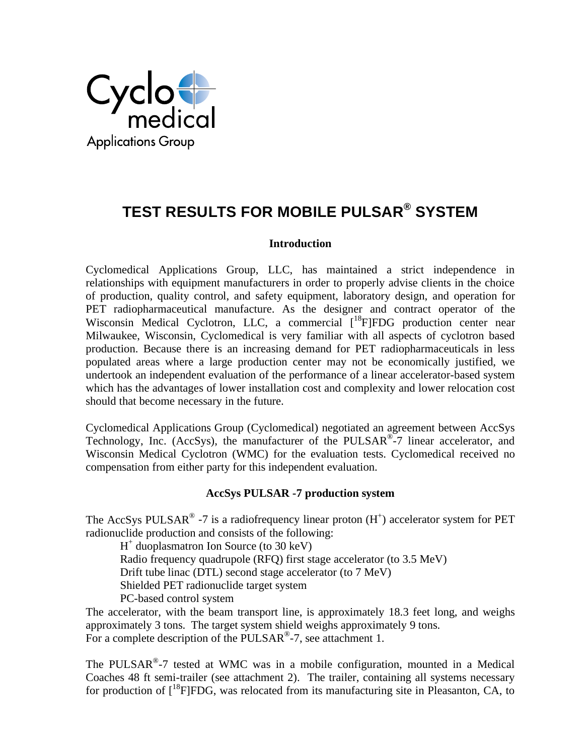Cyclo medical
Applications Group

# TEST RESULTS FOR MOBILE PULSAR® SYSTEM

### Introduction

Cyclomedical Applications Group, LLC, has maintained a strict independence in relationships with equipment manufacturers in order to properly advise clients in the choice of production, quality control, and safety equipment, laboratory design, and operation for PET radiopharmaceutical manufacture. As the designer and contract operator of the Wisconsin Medical Cyclotron, LLC, a commercial [$^{18}$F]FDG production center near Milwaukee, Wisconsin, Cyclomedical is very familiar with all aspects of cyclotron based production. Because there is an increasing demand for PET radiopharmaceuticals in less populated areas where a large production center may not be economically justified, we undertook an independent evaluation of the performance of a linear accelerator-based system which has the advantages of lower installation cost and complexity and lower relocation cost should that become necessary in the future.

Cyclomedical Applications Group (Cyclomedical) negotiated an agreement between AccSys Technology, Inc. (AccSys), the manufacturer of the PULSAR®-7 linear accelerator, and Wisconsin Medical Cyclotron (WMC) for the evaluation tests. Cyclomedical received no compensation from either party for this independent evaluation.

### AccSys PULSAR -7 production system

The AccSys PULSAR® -7 is a radiofrequency linear proton ($H^+$) accelerator system for PET radionuclide production and consists of the following:

- $H^+$ duoplasmatron Ion Source (to 30 keV)
- Radio frequency quadrupole (RFQ) first stage accelerator (to 3.5 MeV)
- Drift tube linac (DTL) second stage accelerator (to 7 MeV)
- Shielded PET radionuclide target system
- PC-based control system

The accelerator, with the beam transport line, is approximately 18.3 feet long, and weighs approximately 3 tons. The target system shield weighs approximately 9 tons.
For a complete description of the PULSAR®-7, see attachment 1.

The PULSAR®-7 tested at WMC was in a mobile configuration, mounted in a Medical Coaches 48 ft semi-trailer (see attachment 2). The trailer, containing all systems necessary for production of [$^{18}$F]FDG, was relocated from its manufacturing site in Pleasanton, CA, to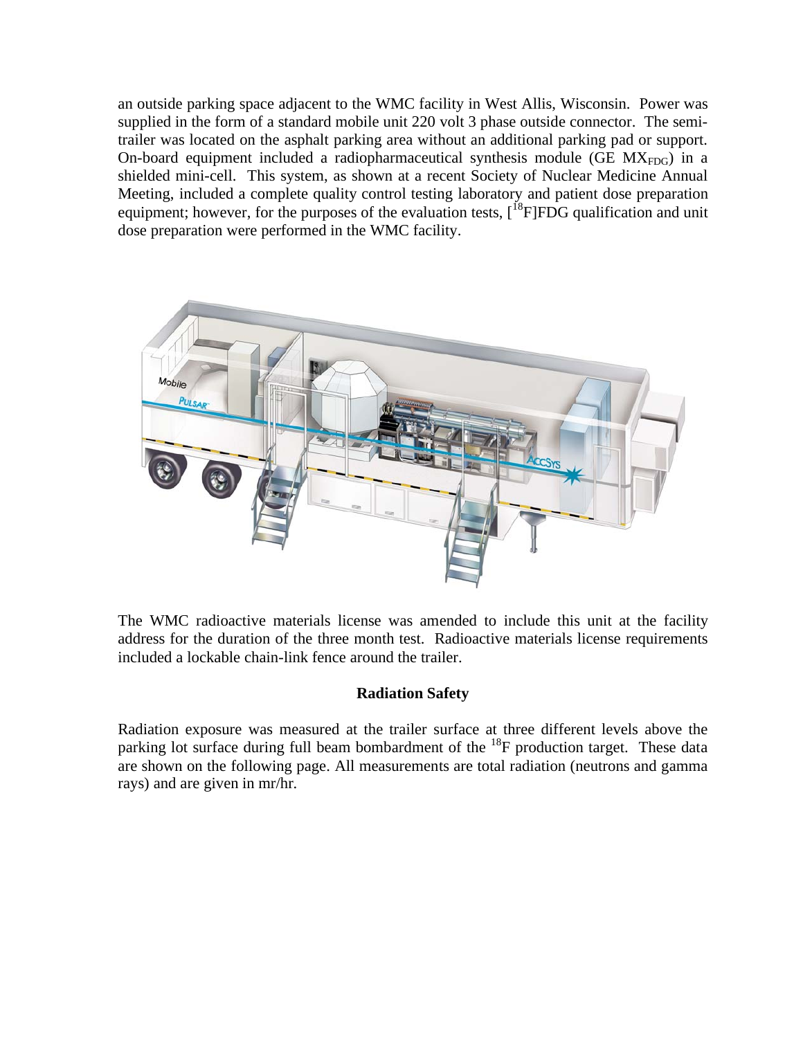an outside parking space adjacent to the WMC facility in West Allis, Wisconsin. Power was supplied in the form of a standard mobile unit 220 volt 3 phase outside connector. The semi-trailer was located on the asphalt parking area without an additional parking pad or support. On-board equipment included a radiopharmaceutical synthesis module (GE $MX_{FDG}$) in a shielded mini-cell. This system, as shown at a recent Society of Nuclear Medicine Annual Meeting, included a complete quality control testing laboratory and patient dose preparation equipment; however, for the purposes of the evaluation tests, [$^{18}$F]FDG qualification and unit dose preparation were performed in the WMC facility.

The WMC radioactive materials license was amended to include this unit at the facility address for the duration of the three month test. Radioactive materials license requirements included a lockable chain-link fence around the trailer.

## Radiation Safety

Radiation exposure was measured at the trailer surface at three different levels above the parking lot surface during full beam bombardment of the $^{18}$F production target. These data are shown on the following page. All measurements are total radiation (neutrons and gamma rays) and are given in mr/hr.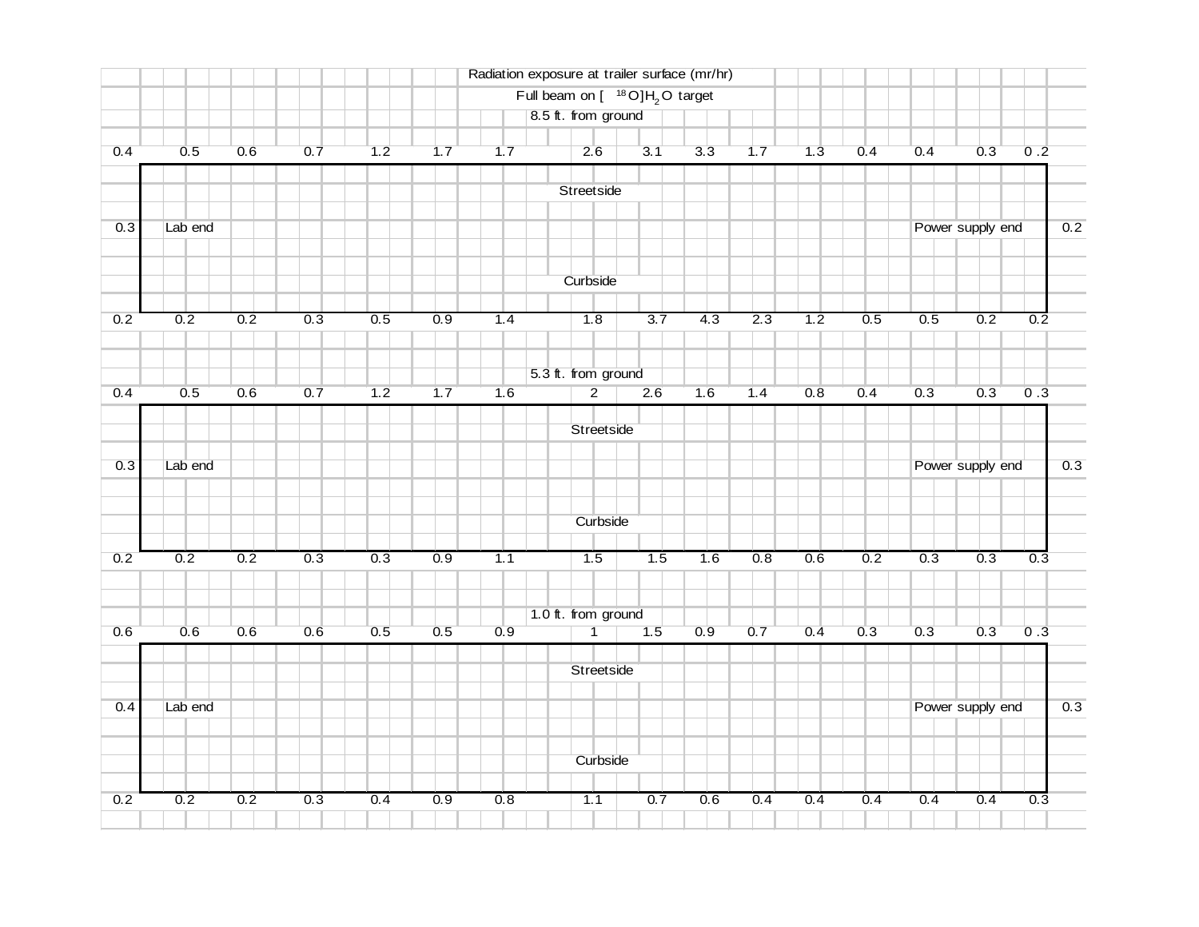Radiation exposure at trailer surface (mr/hr)

Full beam on [$^{18}O$]$H_2O$ target

**8.5 ft. from ground**

Streetside (top row): 0.4, 0.5, 0.6, 0.7, 1.2, 1.7, 1.7, 2.6, 3.1, 3.3, 1.7, 1.3, 0.4, 0.4, 0.3, 0 .2

Lab end: 0.3

Power supply end: 0.2

Curbside (bottom row): 0.2, 0.2, 0.2, 0.3, 0.5, 0.9, 1.4, 1.8, 3.7, 4.3, 2.3, 1.2, 0.5, 0.5, 0.2, 0.2

**5.3 ft. from ground**

Streetside (top row): 0.4, 0.5, 0.6, 0.7, 1.2, 1.7, 1.6, 2, 2.6, 1.6, 1.4, 0.8, 0.4, 0.3, 0.3, 0 .3

Lab end: 0.3

Power supply end: 0.3

Curbside (bottom row): 0.2, 0.2, 0.2, 0.3, 0.3, 0.9, 1.1, 1.5, 1.5, 1.6, 0.8, 0.6, 0.2, 0.3, 0.3, 0.3

**1.0 ft. from ground**

Streetside (top row): 0.6, 0.6, 0.6, 0.6, 0.5, 0.5, 0.9, 1, 1.5, 0.9, 0.7, 0.4, 0.3, 0.3, 0.3, 0 .3

Lab end: 0.4

Power supply end: 0.3

Curbside (bottom row): 0.2, 0.2, 0.2, 0.3, 0.4, 0.9, 0.8, 1.1, 0.7, 0.6, 0.4, 0.4, 0.4, 0.4, 0.4, 0.3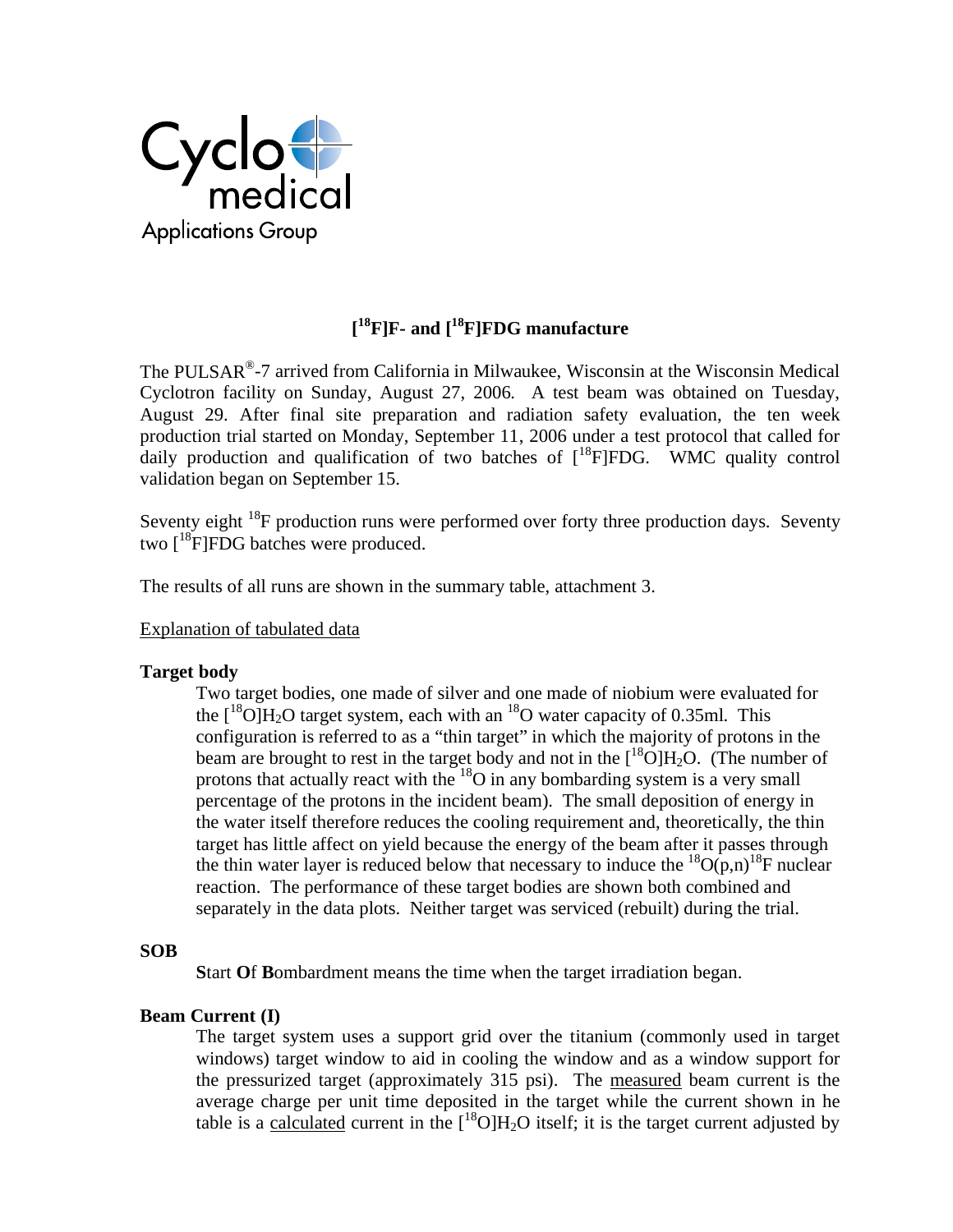Cyclo medical
Applications Group

# [$^{18}$F]F- and [$^{18}$F]FDG manufacture

The PULSAR®-7 arrived from California in Milwaukee, Wisconsin at the Wisconsin Medical Cyclotron facility on Sunday, August 27, 2006. A test beam was obtained on Tuesday, August 29. After final site preparation and radiation safety evaluation, the ten week production trial started on Monday, September 11, 2006 under a test protocol that called for daily production and qualification of two batches of [$^{18}$F]FDG. WMC quality control validation began on September 15.

Seventy eight $^{18}$F production runs were performed over forty three production days. Seventy two [$^{18}$F]FDG batches were produced.

The results of all runs are shown in the summary table, attachment 3.

Explanation of tabulated data

### Target body

Two target bodies, one made of silver and one made of niobium were evaluated for the [$^{18}$O]$H_2O$ target system, each with an $^{18}$O water capacity of 0.35ml. This configuration is referred to as a "thin target" in which the majority of protons in the beam are brought to rest in the target body and not in the [$^{18}$O]$H_2O$. (The number of protons that actually react with the $^{18}$O in any bombarding system is a very small percentage of the protons in the incident beam). The small deposition of energy in the water itself therefore reduces the cooling requirement and, theoretically, the thin target has little affect on yield because the energy of the beam after it passes through the thin water layer is reduced below that necessary to induce the $^{18}$O(p,n)$^{18}$F nuclear reaction. The performance of these target bodies are shown both combined and separately in the data plots. Neither target was serviced (rebuilt) during the trial.

### SOB

**S**tart **O**f **B**ombardment means the time when the target irradiation began.

### Beam Current (I)

The target system uses a support grid over the titanium (commonly used in target windows) target window to aid in cooling the window and as a window support for the pressurized target (approximately 315 psi). The measured beam current is the average charge per unit time deposited in the target while the current shown in he table is a calculated current in the [$^{18}$O]$H_2O$ itself; it is the target current adjusted by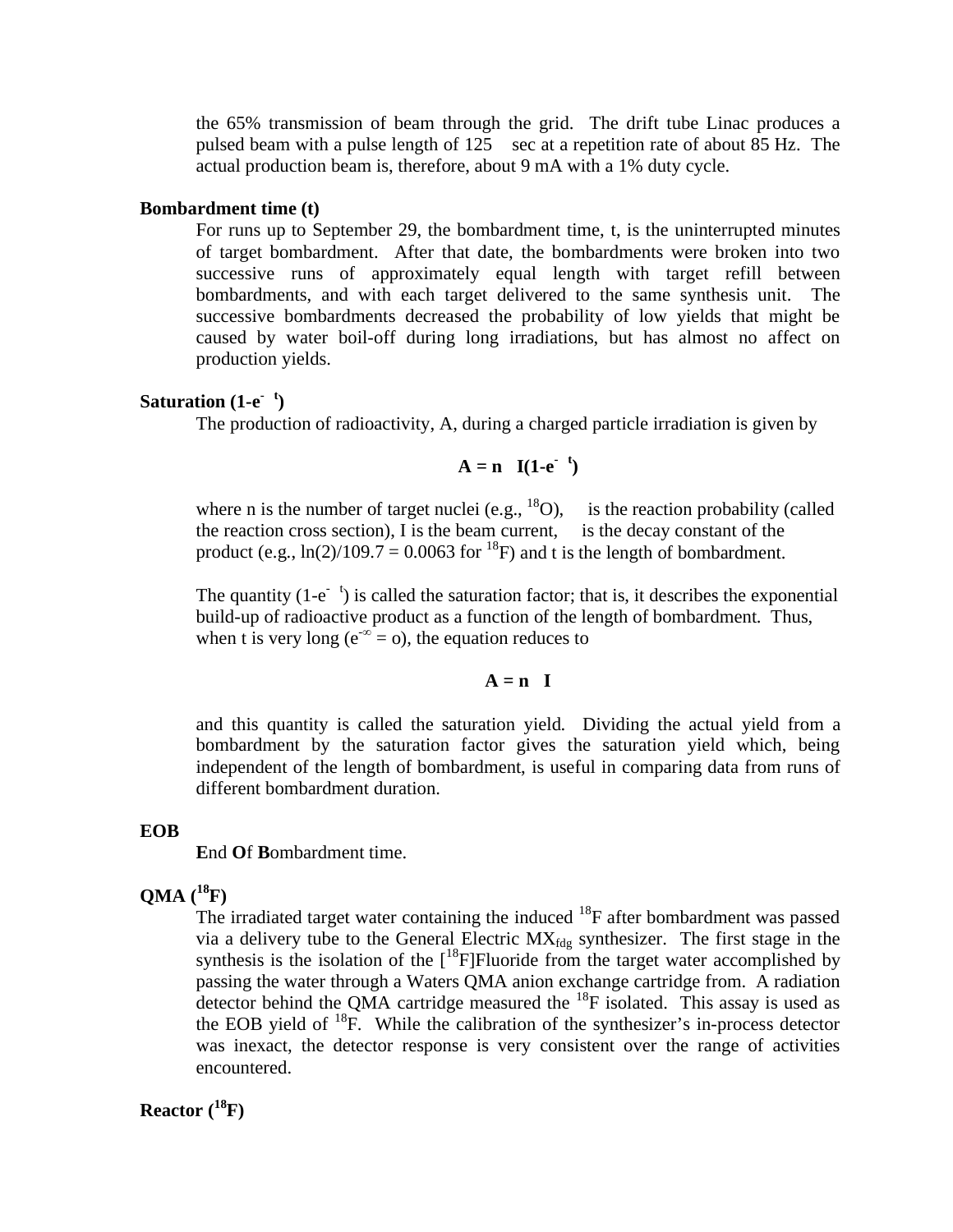the 65% transmission of beam through the grid. The drift tube Linac produces a pulsed beam with a pulse length of 125 μsec at a repetition rate of about 85 Hz. The actual production beam is, therefore, about 9 mA with a 1% duty cycle.

**Bombardment time (t)**

For runs up to September 29, the bombardment time, t, is the uninterrupted minutes of target bombardment. After that date, the bombardments were broken into two successive runs of approximately equal length with target refill between bombardments, and with each target delivered to the same synthesis unit. The successive bombardments decreased the probability of low yields that might be caused by water boil-off during long irradiations, but has almost no affect on production yields.

**Saturation ($1-e^{-\lambda t}$)**

The production of radioactivity, A, during a charged particle irradiation is given by

$$\mathbf{A = n\sigma I(1-e^{-\lambda t})}$$

where n is the number of target nuclei (e.g., $^{18}O$), σ is the reaction probability (called the reaction cross section), I is the beam current, λ is the decay constant of the product (e.g., ln(2)/109.7 = 0.0063 for $^{18}F$) and t is the length of bombardment.

The quantity ($1-e^{-\lambda t}$) is called the saturation factor; that is, it describes the exponential build-up of radioactive product as a function of the length of bombardment. Thus, when t is very long ($e^{-\infty} = o$), the equation reduces to

$$\mathbf{A = n\sigma I}$$

and this quantity is called the saturation yield. Dividing the actual yield from a bombardment by the saturation factor gives the saturation yield which, being independent of the length of bombardment, is useful in comparing data from runs of different bombardment duration.

**EOB**

**E**nd **O**f **B**ombardment time.

**QMA ($^{18}F$)**

The irradiated target water containing the induced $^{18}F$ after bombardment was passed via a delivery tube to the General Electric $MX_{fdg}$ synthesizer. The first stage in the synthesis is the isolation of the [$^{18}F$]Fluoride from the target water accomplished by passing the water through a Waters QMA anion exchange cartridge from. A radiation detector behind the QMA cartridge measured the $^{18}F$ isolated. This assay is used as the EOB yield of $^{18}F$. While the calibration of the synthesizer's in-process detector was inexact, the detector response is very consistent over the range of activities encountered.

**Reactor ($^{18}F$)**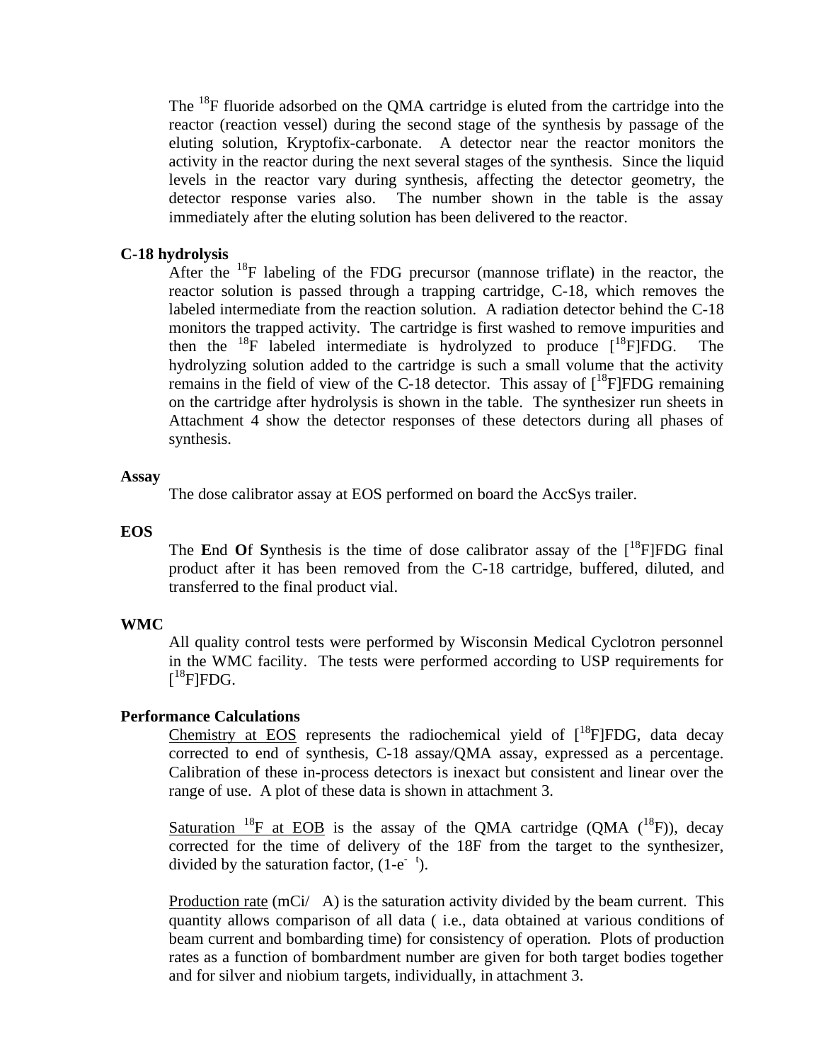The $^{18}F$ fluoride adsorbed on the QMA cartridge is eluted from the cartridge into the reactor (reaction vessel) during the second stage of the synthesis by passage of the eluting solution, Kryptofix-carbonate. A detector near the reactor monitors the activity in the reactor during the next several stages of the synthesis. Since the liquid levels in the reactor vary during synthesis, affecting the detector geometry, the detector response varies also. The number shown in the table is the assay immediately after the eluting solution has been delivered to the reactor.

**C-18 hydrolysis**

After the $^{18}F$ labeling of the FDG precursor (mannose triflate) in the reactor, the reactor solution is passed through a trapping cartridge, C-18, which removes the labeled intermediate from the reaction solution. A radiation detector behind the C-18 monitors the trapped activity. The cartridge is first washed to remove impurities and then the $^{18}F$ labeled intermediate is hydrolyzed to produce [$^{18}F$]FDG. The hydrolyzing solution added to the cartridge is such a small volume that the activity remains in the field of view of the C-18 detector. This assay of [$^{18}F$]FDG remaining on the cartridge after hydrolysis is shown in the table. The synthesizer run sheets in Attachment 4 show the detector responses of these detectors during all phases of synthesis.

**Assay**

The dose calibrator assay at EOS performed on board the AccSys trailer.

**EOS**

The **E**nd **O**f **S**ynthesis is the time of dose calibrator assay of the [$^{18}F$]FDG final product after it has been removed from the C-18 cartridge, buffered, diluted, and transferred to the final product vial.

**WMC**

All quality control tests were performed by Wisconsin Medical Cyclotron personnel in the WMC facility. The tests were performed according to USP requirements for [$^{18}F$]FDG.

**Performance Calculations**

Chemistry at EOS represents the radiochemical yield of [$^{18}F$]FDG, data decay corrected to end of synthesis, C-18 assay/QMA assay, expressed as a percentage. Calibration of these in-process detectors is inexact but consistent and linear over the range of use. A plot of these data is shown in attachment 3.

Saturation $^{18}F$ at EOB is the assay of the QMA cartridge (QMA ($^{18}F$)), decay corrected for the time of delivery of the 18F from the target to the synthesizer, divided by the saturation factor, $(1-e^{-\lambda t})$.

Production rate (mCi/μA) is the saturation activity divided by the beam current. This quantity allows comparison of all data ( i.e., data obtained at various conditions of beam current and bombarding time) for consistency of operation. Plots of production rates as a function of bombardment number are given for both target bodies together and for silver and niobium targets, individually, in attachment 3.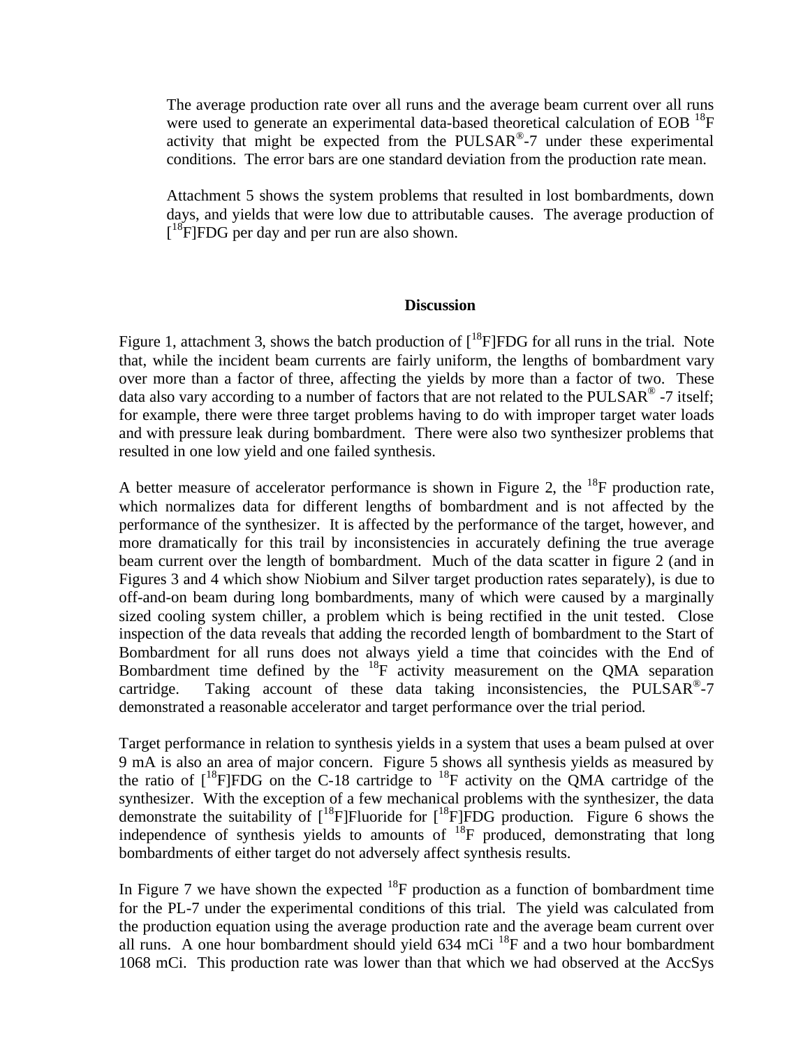The average production rate over all runs and the average beam current over all runs were used to generate an experimental data-based theoretical calculation of EOB $^{18}F$ activity that might be expected from the PULSAR®-7 under these experimental conditions. The error bars are one standard deviation from the production rate mean.

Attachment 5 shows the system problems that resulted in lost bombardments, down days, and yields that were low due to attributable causes. The average production of [$^{18}F$]FDG per day and per run are also shown.

## Discussion

Figure 1, attachment 3, shows the batch production of [$^{18}F$]FDG for all runs in the trial. Note that, while the incident beam currents are fairly uniform, the lengths of bombardment vary over more than a factor of three, affecting the yields by more than a factor of two. These data also vary according to a number of factors that are not related to the PULSAR® -7 itself; for example, there were three target problems having to do with improper target water loads and with pressure leak during bombardment. There were also two synthesizer problems that resulted in one low yield and one failed synthesis.

A better measure of accelerator performance is shown in Figure 2, the $^{18}F$ production rate, which normalizes data for different lengths of bombardment and is not affected by the performance of the synthesizer. It is affected by the performance of the target, however, and more dramatically for this trail by inconsistencies in accurately defining the true average beam current over the length of bombardment. Much of the data scatter in figure 2 (and in Figures 3 and 4 which show Niobium and Silver target production rates separately), is due to off-and-on beam during long bombardments, many of which were caused by a marginally sized cooling system chiller, a problem which is being rectified in the unit tested. Close inspection of the data reveals that adding the recorded length of bombardment to the Start of Bombardment for all runs does not always yield a time that coincides with the End of Bombardment time defined by the $^{18}F$ activity measurement on the QMA separation cartridge. Taking account of these data taking inconsistencies, the PULSAR®-7 demonstrated a reasonable accelerator and target performance over the trial period.

Target performance in relation to synthesis yields in a system that uses a beam pulsed at over 9 mA is also an area of major concern. Figure 5 shows all synthesis yields as measured by the ratio of [$^{18}F$]FDG on the C-18 cartridge to $^{18}F$ activity on the QMA cartridge of the synthesizer. With the exception of a few mechanical problems with the synthesizer, the data demonstrate the suitability of [$^{18}F$]Fluoride for [$^{18}F$]FDG production. Figure 6 shows the independence of synthesis yields to amounts of $^{18}F$ produced, demonstrating that long bombardments of either target do not adversely affect synthesis results.

In Figure 7 we have shown the expected $^{18}F$ production as a function of bombardment time for the PL-7 under the experimental conditions of this trial. The yield was calculated from the production equation using the average production rate and the average beam current over all runs. A one hour bombardment should yield 634 mCi $^{18}F$ and a two hour bombardment 1068 mCi. This production rate was lower than that which we had observed at the AccSys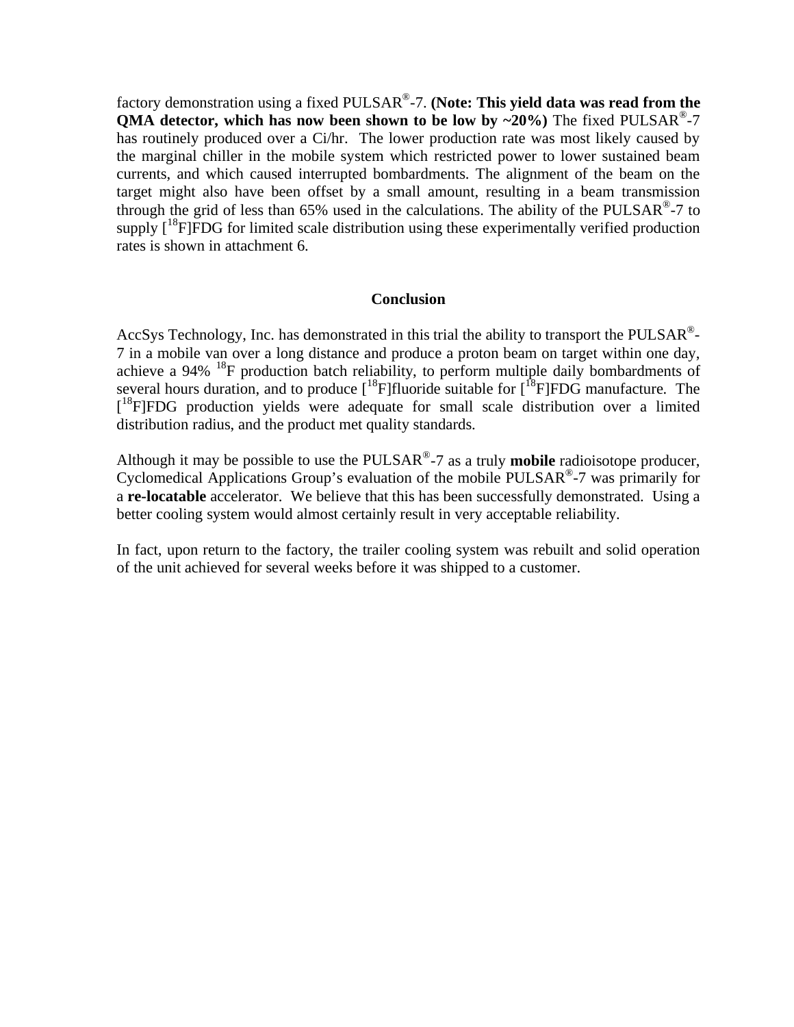factory demonstration using a fixed PULSAR®-7. **(Note: This yield data was read from the QMA detector, which has now been shown to be low by ~20%)** The fixed PULSAR®-7 has routinely produced over a Ci/hr. The lower production rate was most likely caused by the marginal chiller in the mobile system which restricted power to lower sustained beam currents, and which caused interrupted bombardments. The alignment of the beam on the target might also have been offset by a small amount, resulting in a beam transmission through the grid of less than 65% used in the calculations. The ability of the PULSAR®-7 to supply [$^{18}$F]FDG for limited scale distribution using these experimentally verified production rates is shown in attachment 6.

## Conclusion

AccSys Technology, Inc. has demonstrated in this trial the ability to transport the PULSAR®-7 in a mobile van over a long distance and produce a proton beam on target within one day, achieve a 94% $^{18}$F production batch reliability, to perform multiple daily bombardments of several hours duration, and to produce [$^{18}$F]fluoride suitable for [$^{18}$F]FDG manufacture. The [$^{18}$F]FDG production yields were adequate for small scale distribution over a limited distribution radius, and the product met quality standards.

Although it may be possible to use the PULSAR®-7 as a truly **mobile** radioisotope producer, Cyclomedical Applications Group's evaluation of the mobile PULSAR®-7 was primarily for a **re-locatable** accelerator. We believe that this has been successfully demonstrated. Using a better cooling system would almost certainly result in very acceptable reliability.

In fact, upon return to the factory, the trailer cooling system was rebuilt and solid operation of the unit achieved for several weeks before it was shipped to a customer.